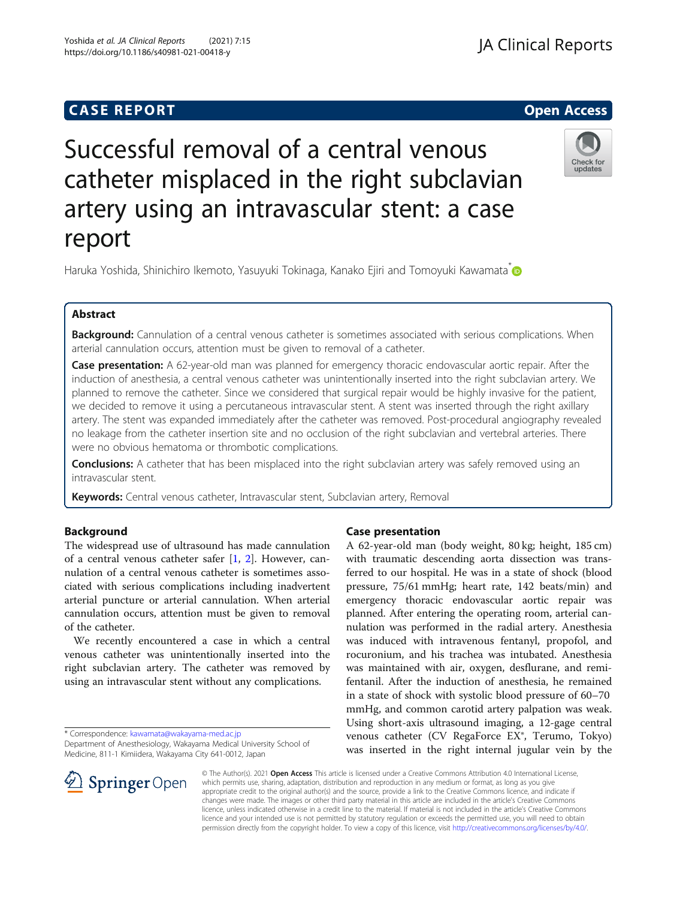# CASE REPORT

# Successful removal of a central venous catheter misplaced in the right subclavian artery using an intravascular stent: a case report

Haruka Yoshida, Shinichiro Ikemoto, Yasuyuki Tokinaga, Kanako Ejiri and Tomoyuki Kawamata*

## Abstract

**Background:** Cannulation of a central venous catheter is sometimes associated with serious complications. When arterial cannulation occurs, attention must be given to removal of a catheter.

**Case presentation:** A 62-year-old man was planned for emergency thoracic endovascular aortic repair. After the induction of anesthesia, a central venous catheter was unintentionally inserted into the right subclavian artery. We planned to remove the catheter. Since we considered that surgical repair would be highly invasive for the patient, we decided to remove it using a percutaneous intravascular stent. A stent was inserted through the right axillary artery. The stent was expanded immediately after the catheter was removed. Post-procedural angiography revealed no leakage from the catheter insertion site and no occlusion of the right subclavian and vertebral arteries. There were no obvious hematoma or thrombotic complications.

**Conclusions:** A catheter that has been misplaced into the right subclavian artery was safely removed using an intravascular stent.

**Keywords:** Central venous catheter, Intravascular stent, Subclavian artery, Removal

## Background

The widespread use of ultrasound has made cannulation of a central venous catheter safer [1, 2]. However, cannulation of a central venous catheter is sometimes associated with serious complications including inadvertent arterial puncture or arterial cannulation. When arterial cannulation occurs, attention must be given to removal of the catheter.

We recently encountered a case in which a central venous catheter was unintentionally inserted into the right subclavian artery. The catheter was removed by using an intravascular stent without any complications.

## Case presentation

A 62-year-old man (body weight, 80 kg; height, 185 cm) with traumatic descending aorta dissection was transferred to our hospital. He was in a state of shock (blood pressure, 75/61 mmHg; heart rate, 142 beats/min) and emergency thoracic endovascular aortic repair was planned. After entering the operating room, arterial cannulation was performed in the radial artery. Anesthesia was induced with intravenous fentanyl, propofol, and rocuronium, and his trachea was intubated. Anesthesia was maintained with air, oxygen, desflurane, and remifentanil. After the induction of anesthesia, he remained in a state of shock with systolic blood pressure of 60–70 mmHg, and common carotid artery palpation was weak. Using short-axis ultrasound imaging, a 12-gage central venous catheter (CV RegaForce EX®, Terumo, Tokyo) was inserted in the right internal jugular vein by the

\* Correspondence: kawamata@wakayama-med.ac.jp
Department of Anesthesiology, Wakayama Medical University School of Medicine, 811-1 Kimiidera, Wakayama City 641-0012, Japan

© The Author(s). 2021 **Open Access** This article is licensed under a Creative Commons Attribution 4.0 International License, which permits use, sharing, adaptation, distribution and reproduction in any medium or format, as long as you give appropriate credit to the original author(s) and the source, provide a link to the Creative Commons licence, and indicate if changes were made. The images or other third party material in this article are included in the article's Creative Commons licence, unless indicated otherwise in a credit line to the material. If material is not included in the article's Creative Commons licence and your intended use is not permitted by statutory regulation or exceeds the permitted use, you will need to obtain permission directly from the copyright holder. To view a copy of this licence, visit http://creativecommons.org/licenses/by/4.0/.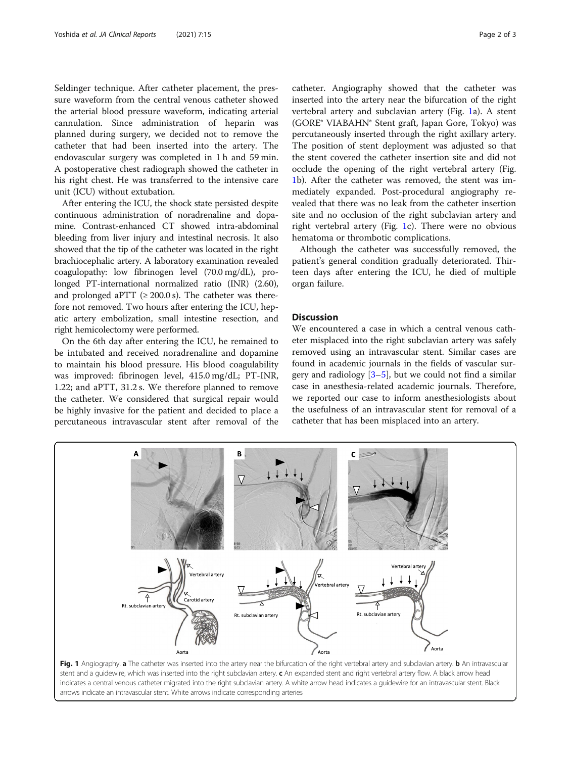Seldinger technique. After catheter placement, the pressure waveform from the central venous catheter showed the arterial blood pressure waveform, indicating arterial cannulation. Since administration of heparin was planned during surgery, we decided not to remove the catheter that had been inserted into the artery. The endovascular surgery was completed in 1 h and 59 min. A postoperative chest radiograph showed the catheter in his right chest. He was transferred to the intensive care unit (ICU) without extubation.

After entering the ICU, the shock state persisted despite continuous administration of noradrenaline and dopamine. Contrast-enhanced CT showed intra-abdominal bleeding from liver injury and intestinal necrosis. It also showed that the tip of the catheter was located in the right brachiocephalic artery. A laboratory examination revealed coagulopathy: low fibrinogen level (70.0 mg/dL), prolonged PT-international normalized ratio (INR) (2.60), and prolonged aPTT (≥ 200.0 s). The catheter was therefore not removed. Two hours after entering the ICU, hepatic artery embolization, small intestine resection, and right hemicolectomy were performed.

On the 6th day after entering the ICU, he remained to be intubated and received noradrenaline and dopamine to maintain his blood pressure. His blood coagulability was improved: fibrinogen level, 415.0 mg/dL; PT-INR, 1.22; and aPTT, 31.2 s. We therefore planned to remove the catheter. We considered that surgical repair would be highly invasive for the patient and decided to place a percutaneous intravascular stent after removal of the catheter. Angiography showed that the catheter was inserted into the artery near the bifurcation of the right vertebral artery and subclavian artery (Fig. 1a). A stent (GORE® VIABAHN® Stent graft, Japan Gore, Tokyo) was percutaneously inserted through the right axillary artery. The position of stent deployment was adjusted so that the stent covered the catheter insertion site and did not occlude the opening of the right vertebral artery (Fig. 1b). After the catheter was removed, the stent was immediately expanded. Post-procedural angiography revealed that there was no leak from the catheter insertion site and no occlusion of the right subclavian artery and right vertebral artery (Fig. 1c). There were no obvious hematoma or thrombotic complications.

Although the catheter was successfully removed, the patient's general condition gradually deteriorated. Thirteen days after entering the ICU, he died of multiple organ failure.

## Discussion

We encountered a case in which a central venous catheter misplaced into the right subclavian artery was safely removed using an intravascular stent. Similar cases are found in academic journals in the fields of vascular surgery and radiology [3–5], but we could not find a similar case in anesthesia-related academic journals. Therefore, we reported our case to inform anesthesiologists about the usefulness of an intravascular stent for removal of a catheter that has been misplaced into an artery.

**Fig. 1** Angiography. **a** The catheter was inserted into the artery near the bifurcation of the right vertebral artery and subclavian artery. **b** An intravascular stent and a guidewire, which was inserted into the right subclavian artery. **c** An expanded stent and right vertebral artery flow. A black arrow head indicates a central venous catheter migrated into the right subclavian artery. A white arrow head indicates a guidewire for an intravascular stent. Black arrows indicate an intravascular stent. White arrows indicate corresponding arteries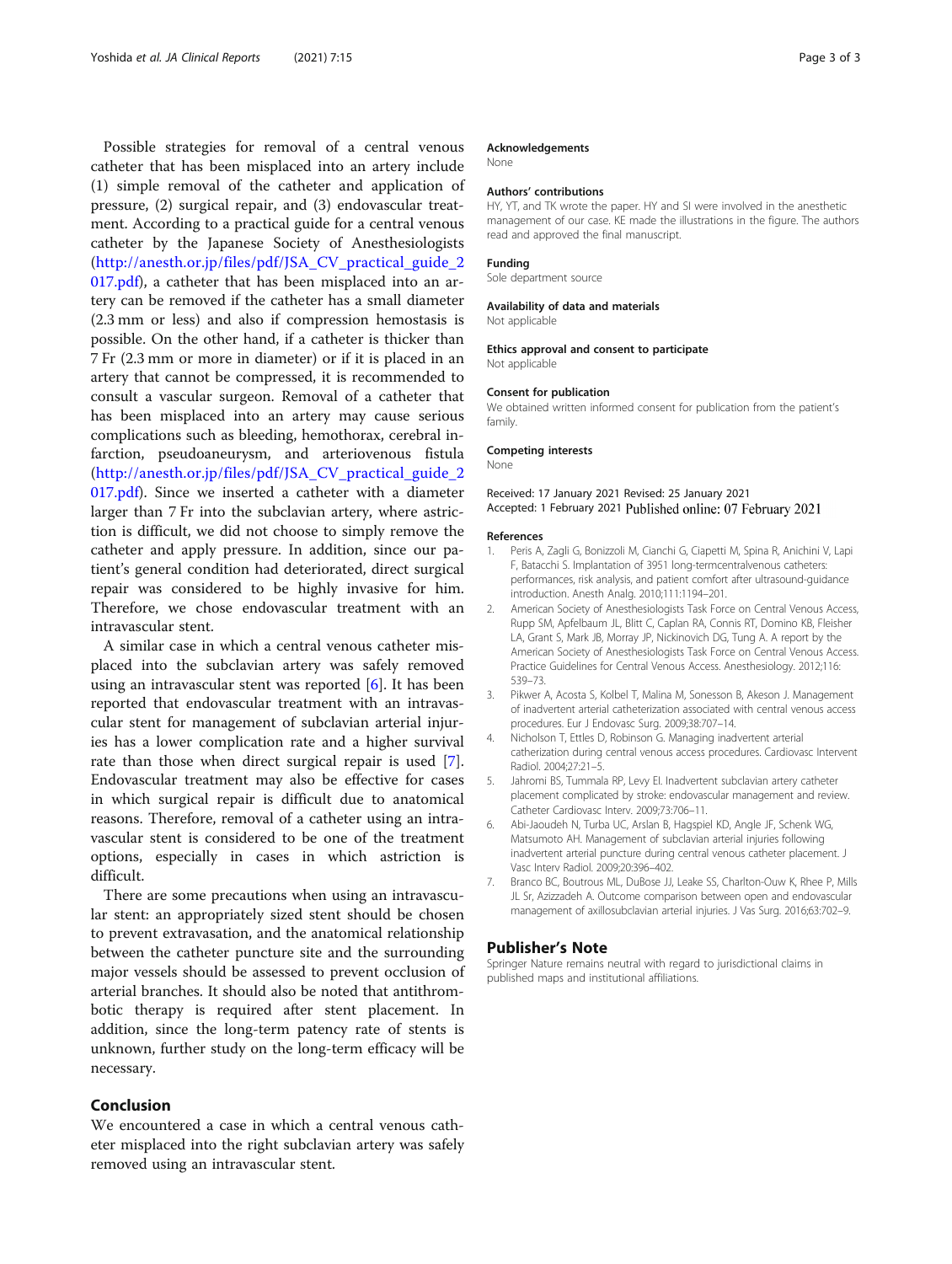Possible strategies for removal of a central venous catheter that has been misplaced into an artery include (1) simple removal of the catheter and application of pressure, (2) surgical repair, and (3) endovascular treatment. According to a practical guide for a central venous catheter by the Japanese Society of Anesthesiologists (http://anesth.or.jp/files/pdf/JSA_CV_practical_guide_2017.pdf), a catheter that has been misplaced into an artery can be removed if the catheter has a small diameter (2.3 mm or less) and also if compression hemostasis is possible. On the other hand, if a catheter is thicker than 7 Fr (2.3 mm or more in diameter) or if it is placed in an artery that cannot be compressed, it is recommended to consult a vascular surgeon. Removal of a catheter that has been misplaced into an artery may cause serious complications such as bleeding, hemothorax, cerebral infarction, pseudoaneurysm, and arteriovenous fistula (http://anesth.or.jp/files/pdf/JSA_CV_practical_guide_2017.pdf). Since we inserted a catheter with a diameter larger than 7 Fr into the subclavian artery, where astriction is difficult, we did not choose to simply remove the catheter and apply pressure. In addition, since our patient's general condition had deteriorated, direct surgical repair was considered to be highly invasive for him. Therefore, we chose endovascular treatment with an intravascular stent.

A similar case in which a central venous catheter misplaced into the subclavian artery was safely removed using an intravascular stent was reported [6]. It has been reported that endovascular treatment with an intravascular stent for management of subclavian arterial injuries has a lower complication rate and a higher survival rate than those when direct surgical repair is used [7]. Endovascular treatment may also be effective for cases in which surgical repair is difficult due to anatomical reasons. Therefore, removal of a catheter using an intravascular stent is considered to be one of the treatment options, especially in cases in which astriction is difficult.

There are some precautions when using an intravascular stent: an appropriately sized stent should be chosen to prevent extravasation, and the anatomical relationship between the catheter puncture site and the surrounding major vessels should be assessed to prevent occlusion of arterial branches. It should also be noted that antithrombotic therapy is required after stent placement. In addition, since the long-term patency rate of stents is unknown, further study on the long-term efficacy will be necessary.

## Conclusion

We encountered a case in which a central venous catheter misplaced into the right subclavian artery was safely removed using an intravascular stent.

### Acknowledgements

None

### Authors' contributions

HY, YT, and TK wrote the paper. HY and SI were involved in the anesthetic management of our case. KE made the illustrations in the figure. The authors read and approved the final manuscript.

### Funding

Sole department source

### Availability of data and materials

Not applicable

### Ethics approval and consent to participate

Not applicable

### Consent for publication

We obtained written informed consent for publication from the patient's family.

### Competing interests

None

Received: 17 January 2021 Revised: 25 January 2021
Accepted: 1 February 2021 Published online: 07 February 2021

### References

1. Peris A, Zagli G, Bonizzoli M, Cianchi G, Ciapetti M, Spina R, Anichini V, Lapi F, Batacchi S. Implantation of 3951 long-termcentralvenous catheters: performances, risk analysis, and patient comfort after ultrasound-guidance introduction. Anesth Analg. 2010;111:1194–201.
2. American Society of Anesthesiologists Task Force on Central Venous Access, Rupp SM, Apfelbaum JL, Blitt C, Caplan RA, Connis RT, Domino KB, Fleisher LA, Grant S, Mark JB, Morray JP, Nickinovich DG, Tung A. A report by the American Society of Anesthesiologists Task Force on Central Venous Access. Practice Guidelines for Central Venous Access. Anesthesiology. 2012;116: 539–73.
3. Pikwer A, Acosta S, Kolbel T, Malina M, Sonesson B, Akeson J. Management of inadvertent arterial catheterization associated with central venous access procedures. Eur J Endovasc Surg. 2009;38:707–14.
4. Nicholson T, Ettles D, Robinson G. Managing inadvertent arterial catherization during central venous access procedures. Cardiovasc Intervent Radiol. 2004;27:21–5.
5. Jahromi BS, Tummala RP, Levy EI. Inadvertent subclavian artery catheter placement complicated by stroke: endovascular management and review. Catheter Cardiovasc Interv. 2009;73:706–11.
6. Abi-Jaoudeh N, Turba UC, Arslan B, Hagspiel KD, Angle JF, Schenk WG, Matsumoto AH. Management of subclavian arterial injuries following inadvertent arterial puncture during central venous catheter placement. J Vasc Interv Radiol. 2009;20:396–402.
7. Branco BC, Boutrous ML, DuBose JJ, Leake SS, Charlton-Ouw K, Rhee P, Mills JL Sr, Azizzadeh A. Outcome comparison between open and endovascular management of axillosubclavian arterial injuries. J Vas Surg. 2016;63:702–9.

## Publisher's Note

Springer Nature remains neutral with regard to jurisdictional claims in published maps and institutional affiliations.